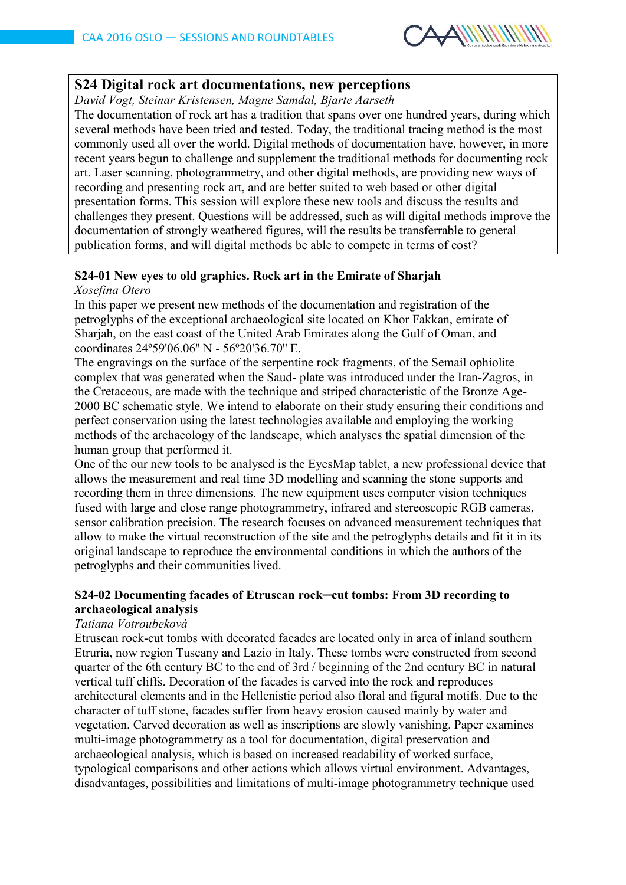## S24 Digital rock art documentations, new perceptions

*David Vogt, Steinar Kristensen, Magne Samdal, Bjarte Aarseth*

The documentation of rock art has a tradition that spans over one hundred years, during which several methods have been tried and tested. Today, the traditional tracing method is the most commonly used all over the world. Digital methods of documentation have, however, in more recent years begun to challenge and supplement the traditional methods for documenting rock art. Laser scanning, photogrammetry, and other digital methods, are providing new ways of recording and presenting rock art, and are better suited to web based or other digital presentation forms. This session will explore these new tools and discuss the results and challenges they present. Questions will be addressed, such as will digital methods improve the documentation of strongly weathered figures, will the results be transferrable to general publication forms, and will digital methods be able to compete in terms of cost?

### S24-01 New eyes to old graphics. Rock art in the Emirate of Sharjah

*Xosefina Otero*

In this paper we present new methods of the documentation and registration of the petroglyphs of the exceptional archaeological site located on Khor Fakkan, emirate of Sharjah, on the east coast of the United Arab Emirates along the Gulf of Oman, and coordinates 24º59'06.06" N - 56º20'36.70" E.

The engravings on the surface of the serpentine rock fragments, of the Semail ophiolite complex that was generated when the Saud- plate was introduced under the Iran-Zagros, in the Cretaceous, are made with the technique and striped characteristic of the Bronze Age-2000 BC schematic style. We intend to elaborate on their study ensuring their conditions and perfect conservation using the latest technologies available and employing the working methods of the archaeology of the landscape, which analyses the spatial dimension of the human group that performed it.

One of the our new tools to be analysed is the EyesMap tablet, a new professional device that allows the measurement and real time 3D modelling and scanning the stone supports and recording them in three dimensions. The new equipment uses computer vision techniques fused with large and close range photogrammetry, infrared and stereoscopic RGB cameras, sensor calibration precision. The research focuses on advanced measurement techniques that allow to make the virtual reconstruction of the site and the petroglyphs details and fit it in its original landscape to reproduce the environmental conditions in which the authors of the petroglyphs and their communities lived.

### S24-02 Documenting facades of Etruscan rock–cut tombs: From 3D recording to archaeological analysis

*Tatiana Votroubeková*

Etruscan rock-cut tombs with decorated facades are located only in area of inland southern Etruria, now region Tuscany and Lazio in Italy. These tombs were constructed from second quarter of the 6th century BC to the end of 3rd / beginning of the 2nd century BC in natural vertical tuff cliffs. Decoration of the facades is carved into the rock and reproduces architectural elements and in the Hellenistic period also floral and figural motifs. Due to the character of tuff stone, facades suffer from heavy erosion caused mainly by water and vegetation. Carved decoration as well as inscriptions are slowly vanishing. Paper examines multi-image photogrammetry as a tool for documentation, digital preservation and archaeological analysis, which is based on increased readability of worked surface, typological comparisons and other actions which allows virtual environment. Advantages, disadvantages, possibilities and limitations of multi-image photogrammetry technique used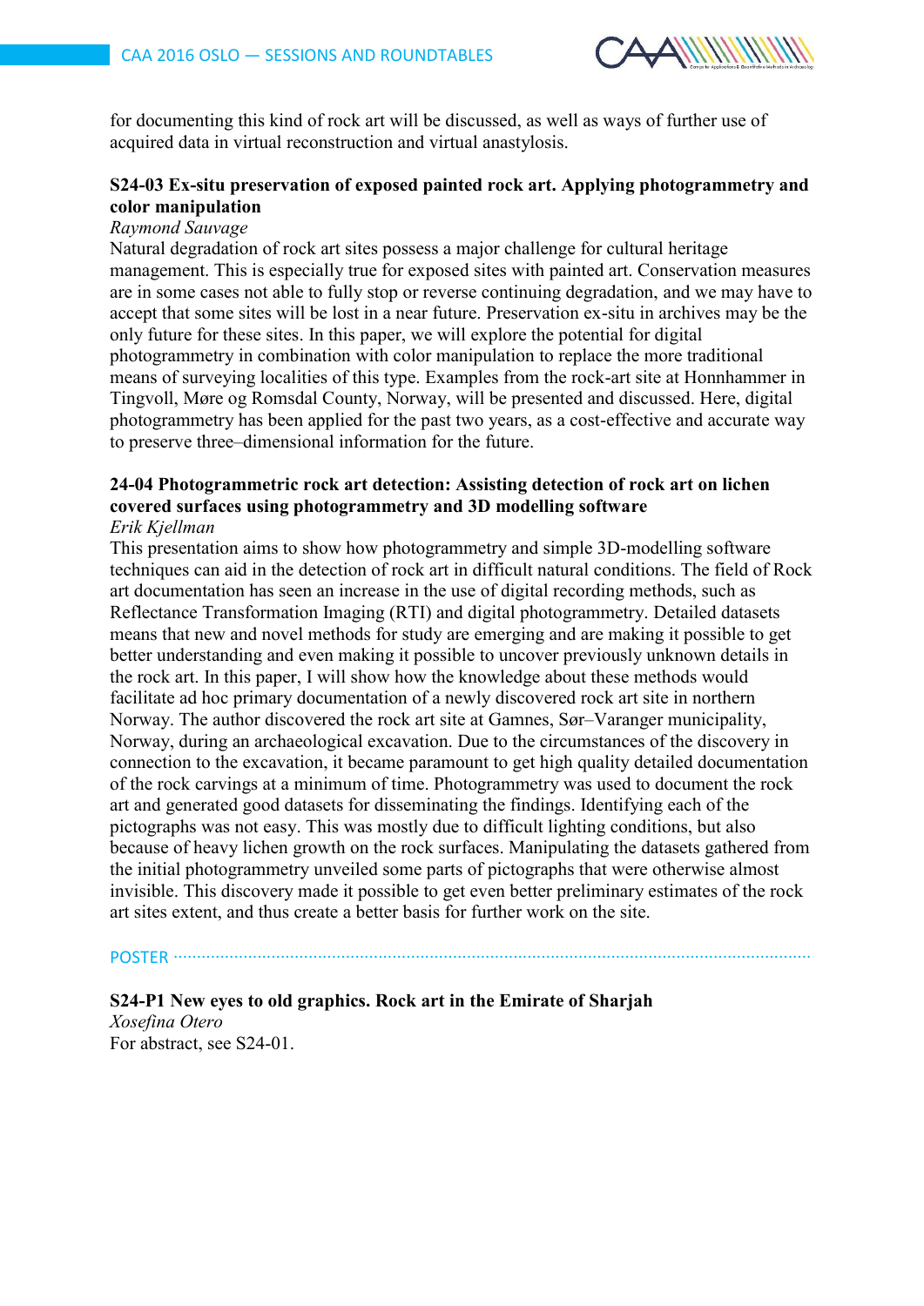for documenting this kind of rock art will be discussed, as well as ways of further use of acquired data in virtual reconstruction and virtual anastylosis.

**S24-03 Ex-situ preservation of exposed painted rock art. Applying photogrammetry and color manipulation**

*Raymond Sauvage*

Natural degradation of rock art sites possess a major challenge for cultural heritage management. This is especially true for exposed sites with painted art. Conservation measures are in some cases not able to fully stop or reverse continuing degradation, and we may have to accept that some sites will be lost in a near future. Preservation ex-situ in archives may be the only future for these sites. In this paper, we will explore the potential for digital photogrammetry in combination with color manipulation to replace the more traditional means of surveying localities of this type. Examples from the rock-art site at Honnhammer in Tingvoll, Møre og Romsdal County, Norway, will be presented and discussed. Here, digital photogrammetry has been applied for the past two years, as a cost-effective and accurate way to preserve three–dimensional information for the future.

**24-04 Photogrammetric rock art detection: Assisting detection of rock art on lichen covered surfaces using photogrammetry and 3D modelling software**

*Erik Kjellman*

This presentation aims to show how photogrammetry and simple 3D-modelling software techniques can aid in the detection of rock art in difficult natural conditions. The field of Rock art documentation has seen an increase in the use of digital recording methods, such as Reflectance Transformation Imaging (RTI) and digital photogrammetry. Detailed datasets means that new and novel methods for study are emerging and are making it possible to get better understanding and even making it possible to uncover previously unknown details in the rock art. In this paper, I will show how the knowledge about these methods would facilitate ad hoc primary documentation of a newly discovered rock art site in northern Norway. The author discovered the rock art site at Gamnes, Sør–Varanger municipality, Norway, during an archaeological excavation. Due to the circumstances of the discovery in connection to the excavation, it became paramount to get high quality detailed documentation of the rock carvings at a minimum of time. Photogrammetry was used to document the rock art and generated good datasets for disseminating the findings. Identifying each of the pictographs was not easy. This was mostly due to difficult lighting conditions, but also because of heavy lichen growth on the rock surfaces. Manipulating the datasets gathered from the initial photogrammetry unveiled some parts of pictographs that were otherwise almost invisible. This discovery made it possible to get even better preliminary estimates of the rock art sites extent, and thus create a better basis for further work on the site.

## POSTER

**S24-P1 New eyes to old graphics. Rock art in the Emirate of Sharjah**

*Xosefina Otero*

For abstract, see S24-01.